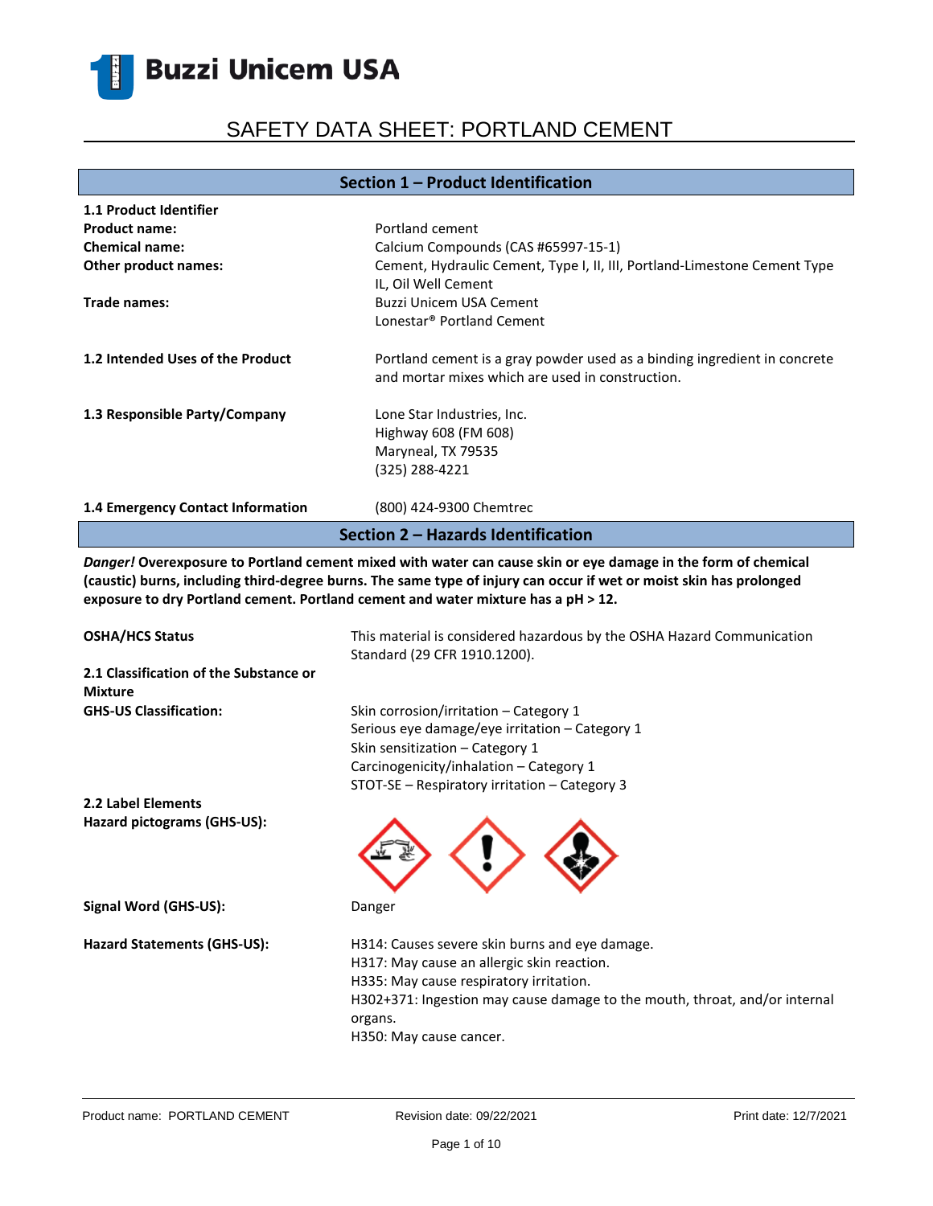# Buzzi Unicem USA

# SAFETY DATA SHEET: PORTLAND CEMENT

## Section 1 – Product Identification

**1.1 Product Identifier**

**Product name:** Portland cement

**Chemical name:** Calcium Compounds (CAS #65997-15-1)

**Other product names:** Cement, Hydraulic Cement, Type I, II, III, Portland-Limestone Cement Type IL, Oil Well Cement

**Trade names:** Buzzi Unicem USA Cement
Lonestar® Portland Cement

**1.2 Intended Uses of the Product** Portland cement is a gray powder used as a binding ingredient in concrete and mortar mixes which are used in construction.

**1.3 Responsible Party/Company** Lone Star Industries, Inc.
Highway 608 (FM 608)
Maryneal, TX 79535
(325) 288-4221

**1.4 Emergency Contact Information** (800) 424-9300 Chemtrec

## Section 2 – Hazards Identification

***Danger!*** **Overexposure to Portland cement mixed with water can cause skin or eye damage in the form of chemical (caustic) burns, including third-degree burns. The same type of injury can occur if wet or moist skin has prolonged exposure to dry Portland cement. Portland cement and water mixture has a pH > 12.**

**OSHA/HCS Status** This material is considered hazardous by the OSHA Hazard Communication Standard (29 CFR 1910.1200).

**2.1 Classification of the Substance or Mixture**

**GHS-US Classification:**
- Skin corrosion/irritation – Category 1
- Serious eye damage/eye irritation – Category 1
- Skin sensitization – Category 1
- Carcinogenicity/inhalation – Category 1
- STOT-SE – Respiratory irritation – Category 3

**2.2 Label Elements**

**Hazard pictograms (GHS-US):**

**Signal Word (GHS-US):** Danger

**Hazard Statements (GHS-US):**
- H314: Causes severe skin burns and eye damage.
- H317: May cause an allergic skin reaction.
- H335: May cause respiratory irritation.
- H302+371: Ingestion may cause damage to the mouth, throat, and/or internal organs.
- H350: May cause cancer.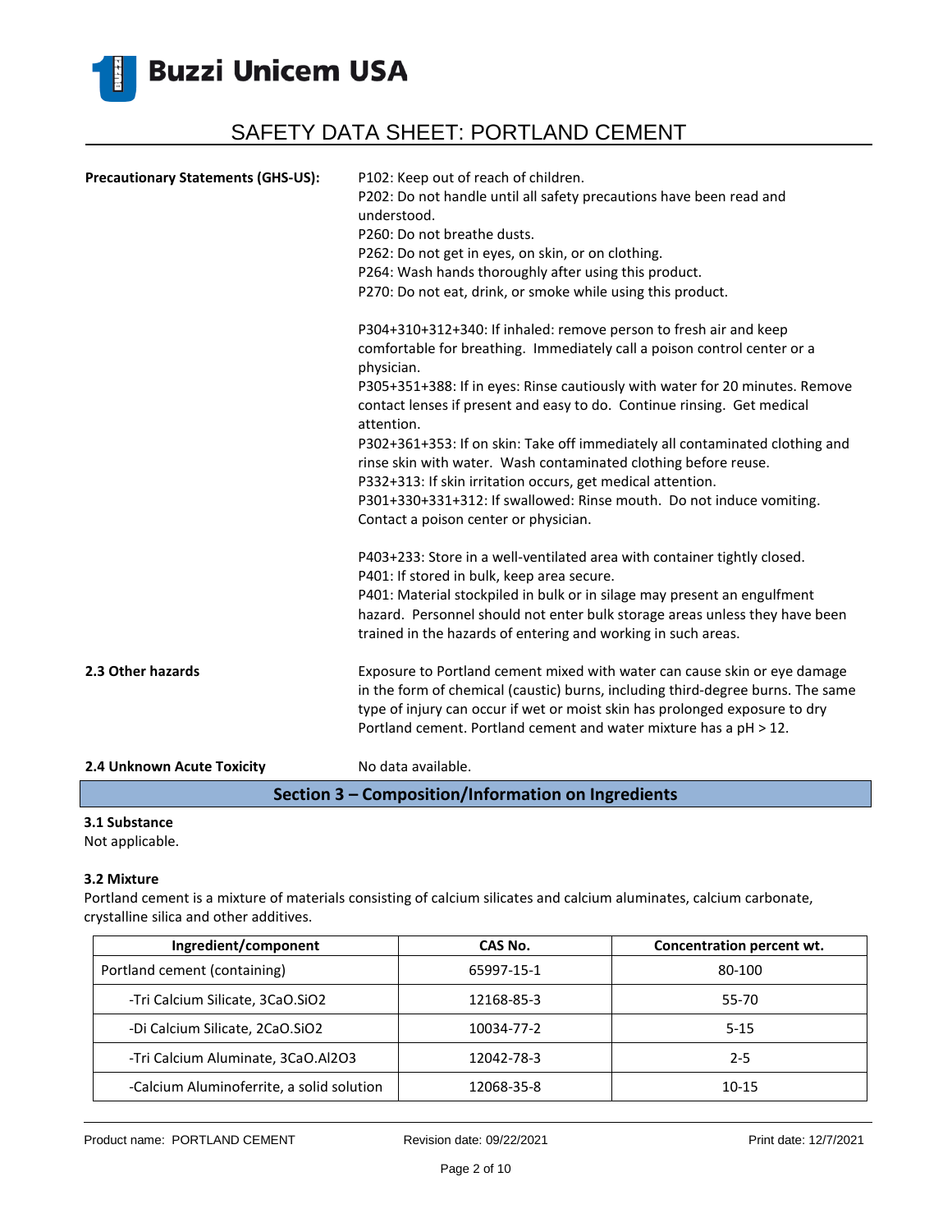**Precautionary Statements (GHS-US):**

P102: Keep out of reach of children.
P202: Do not handle until all safety precautions have been read and understood.
P260: Do not breathe dusts.
P262: Do not get in eyes, on skin, or on clothing.
P264: Wash hands thoroughly after using this product.
P270: Do not eat, drink, or smoke while using this product.

P304+310+312+340: If inhaled: remove person to fresh air and keep comfortable for breathing. Immediately call a poison control center or a physician.
P305+351+388: If in eyes: Rinse cautiously with water for 20 minutes. Remove contact lenses if present and easy to do. Continue rinsing. Get medical attention.
P302+361+353: If on skin: Take off immediately all contaminated clothing and rinse skin with water. Wash contaminated clothing before reuse.
P332+313: If skin irritation occurs, get medical attention.
P301+330+331+312: If swallowed: Rinse mouth. Do not induce vomiting. Contact a poison center or physician.

P403+233: Store in a well-ventilated area with container tightly closed.
P401: If stored in bulk, keep area secure.
P401: Material stockpiled in bulk or in silage may present an engulfment hazard. Personnel should not enter bulk storage areas unless they have been trained in the hazards of entering and working in such areas.

**2.3 Other hazards**

Exposure to Portland cement mixed with water can cause skin or eye damage in the form of chemical (caustic) burns, including third-degree burns. The same type of injury can occur if wet or moist skin has prolonged exposure to dry Portland cement. Portland cement and water mixture has a pH > 12.

**2.4 Unknown Acute Toxicity**

No data available.

## Section 3 – Composition/Information on Ingredients

**3.1 Substance**

Not applicable.

**3.2 Mixture**

Portland cement is a mixture of materials consisting of calcium silicates and calcium aluminates, calcium carbonate, crystalline silica and other additives.

| Ingredient/component | CAS No. | Concentration percent wt. |
|---|---|---|
| Portland cement (containing) | 65997-15-1 | 80-100 |
| -Tri Calcium Silicate, $3CaO.SiO_2$ | 12168-85-3 | 55-70 |
| -Di Calcium Silicate, $2CaO.SiO_2$ | 10034-77-2 | 5-15 |
| -Tri Calcium Aluminate, $3CaO.Al_2O_3$ | 12042-78-3 | 2-5 |
| -Calcium Aluminoferrite, a solid solution | 12068-35-8 | 10-15 |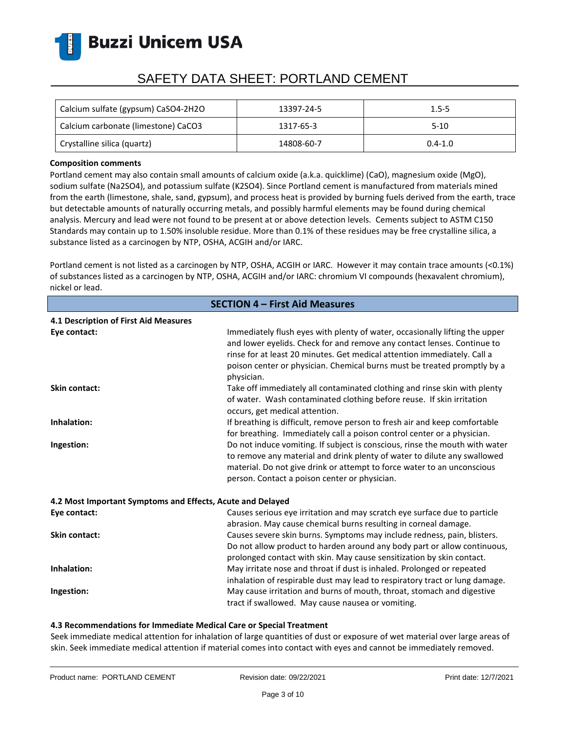| Calcium sulfate (gypsum) $CaSO_4 \cdot 2H_2O$ | 13397-24-5 | 1.5-5 |
|---|---|---|
| Calcium carbonate (limestone) $CaCO_3$ | 1317-65-3 | 5-10 |
| Crystalline silica (quartz) | 14808-60-7 | 0.4-1.0 |

**Composition comments**

Portland cement may also contain small amounts of calcium oxide (a.k.a. quicklime) (CaO), magnesium oxide (MgO), sodium sulfate ($Na_2SO_4$), and potassium sulfate ($K_2SO_4$). Since Portland cement is manufactured from materials mined from the earth (limestone, shale, sand, gypsum), and process heat is provided by burning fuels derived from the earth, trace but detectable amounts of naturally occurring metals, and possibly harmful elements may be found during chemical analysis. Mercury and lead were not found to be present at or above detection levels. Cements subject to ASTM C150 Standards may contain up to 1.50% insoluble residue. More than 0.1% of these residues may be free crystalline silica, a substance listed as a carcinogen by NTP, OSHA, ACGIH and/or IARC.

Portland cement is not listed as a carcinogen by NTP, OSHA, ACGIH or IARC. However it may contain trace amounts (<0.1%) of substances listed as a carcinogen by NTP, OSHA, ACGIH and/or IARC: chromium VI compounds (hexavalent chromium), nickel or lead.

## SECTION 4 – First Aid Measures

**4.1 Description of First Aid Measures**

**Eye contact:** Immediately flush eyes with plenty of water, occasionally lifting the upper and lower eyelids. Check for and remove any contact lenses. Continue to rinse for at least 20 minutes. Get medical attention immediately. Call a poison center or physician. Chemical burns must be treated promptly by a physician.

**Skin contact:** Take off immediately all contaminated clothing and rinse skin with plenty of water. Wash contaminated clothing before reuse. If skin irritation occurs, get medical attention.

**Inhalation:** If breathing is difficult, remove person to fresh air and keep comfortable for breathing. Immediately call a poison control center or a physician.

**Ingestion:** Do not induce vomiting. If subject is conscious, rinse the mouth with water to remove any material and drink plenty of water to dilute any swallowed material. Do not give drink or attempt to force water to an unconscious person. Contact a poison center or physician.

**4.2 Most Important Symptoms and Effects, Acute and Delayed**

**Eye contact:** Causes serious eye irritation and may scratch eye surface due to particle abrasion. May cause chemical burns resulting in corneal damage.

**Skin contact:** Causes severe skin burns. Symptoms may include redness, pain, blisters. Do not allow product to harden around any body part or allow continuous, prolonged contact with skin. May cause sensitization by skin contact.

**Inhalation:** May irritate nose and throat if dust is inhaled. Prolonged or repeated inhalation of respirable dust may lead to respiratory tract or lung damage.

**Ingestion:** May cause irritation and burns of mouth, throat, stomach and digestive tract if swallowed. May cause nausea or vomiting.

**4.3 Recommendations for Immediate Medical Care or Special Treatment**

Seek immediate medical attention for inhalation of large quantities of dust or exposure of wet material over large areas of skin. Seek immediate medical attention if material comes into contact with eyes and cannot be immediately removed.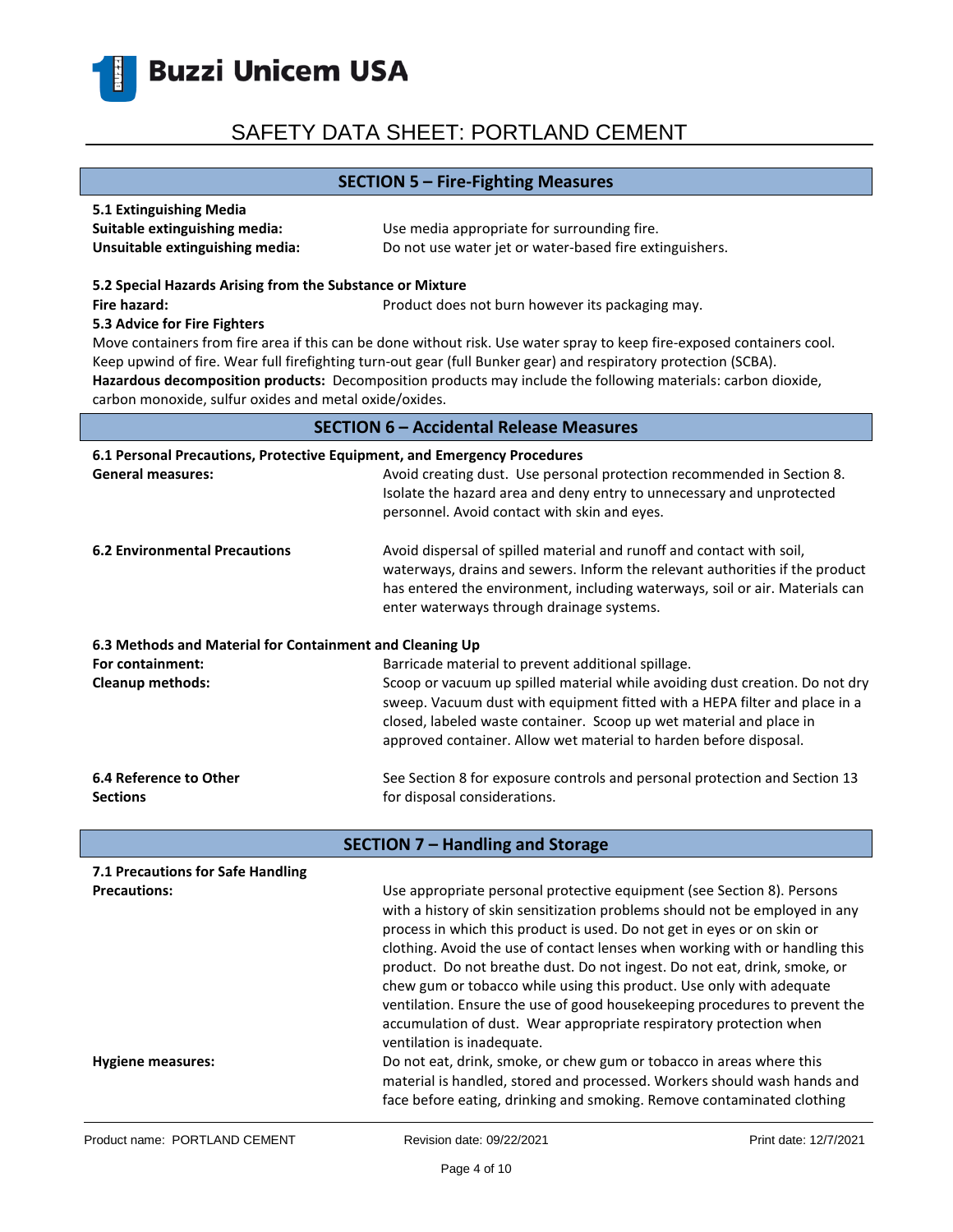## SECTION 5 – Fire-Fighting Measures

**5.1 Extinguishing Media**

**Suitable extinguishing media:** Use media appropriate for surrounding fire.

**Unsuitable extinguishing media:** Do not use water jet or water-based fire extinguishers.

**5.2 Special Hazards Arising from the Substance or Mixture**

**Fire hazard:** Product does not burn however its packaging may.

**5.3 Advice for Fire Fighters**

Move containers from fire area if this can be done without risk. Use water spray to keep fire-exposed containers cool. Keep upwind of fire. Wear full firefighting turn-out gear (full Bunker gear) and respiratory protection (SCBA).

**Hazardous decomposition products:** Decomposition products may include the following materials: carbon dioxide, carbon monoxide, sulfur oxides and metal oxide/oxides.

## SECTION 6 – Accidental Release Measures

**6.1 Personal Precautions, Protective Equipment, and Emergency Procedures**

**General measures:** Avoid creating dust. Use personal protection recommended in Section 8. Isolate the hazard area and deny entry to unnecessary and unprotected personnel. Avoid contact with skin and eyes.

**6.2 Environmental Precautions** Avoid dispersal of spilled material and runoff and contact with soil, waterways, drains and sewers. Inform the relevant authorities if the product has entered the environment, including waterways, soil or air. Materials can enter waterways through drainage systems.

**6.3 Methods and Material for Containment and Cleaning Up**

**For containment:** Barricade material to prevent additional spillage.

**Cleanup methods:** Scoop or vacuum up spilled material while avoiding dust creation. Do not dry sweep. Vacuum dust with equipment fitted with a HEPA filter and place in a closed, labeled waste container. Scoop up wet material and place in approved container. Allow wet material to harden before disposal.

**6.4 Reference to Other Sections** See Section 8 for exposure controls and personal protection and Section 13 for disposal considerations.

## SECTION 7 – Handling and Storage

**7.1 Precautions for Safe Handling**

**Precautions:** Use appropriate personal protective equipment (see Section 8). Persons with a history of skin sensitization problems should not be employed in any process in which this product is used. Do not get in eyes or on skin or clothing. Avoid the use of contact lenses when working with or handling this product. Do not breathe dust. Do not ingest. Do not eat, drink, smoke, or chew gum or tobacco while using this product. Use only with adequate ventilation. Ensure the use of good housekeeping procedures to prevent the accumulation of dust. Wear appropriate respiratory protection when ventilation is inadequate.

**Hygiene measures:** Do not eat, drink, smoke, or chew gum or tobacco in areas where this material is handled, stored and processed. Workers should wash hands and face before eating, drinking and smoking. Remove contaminated clothing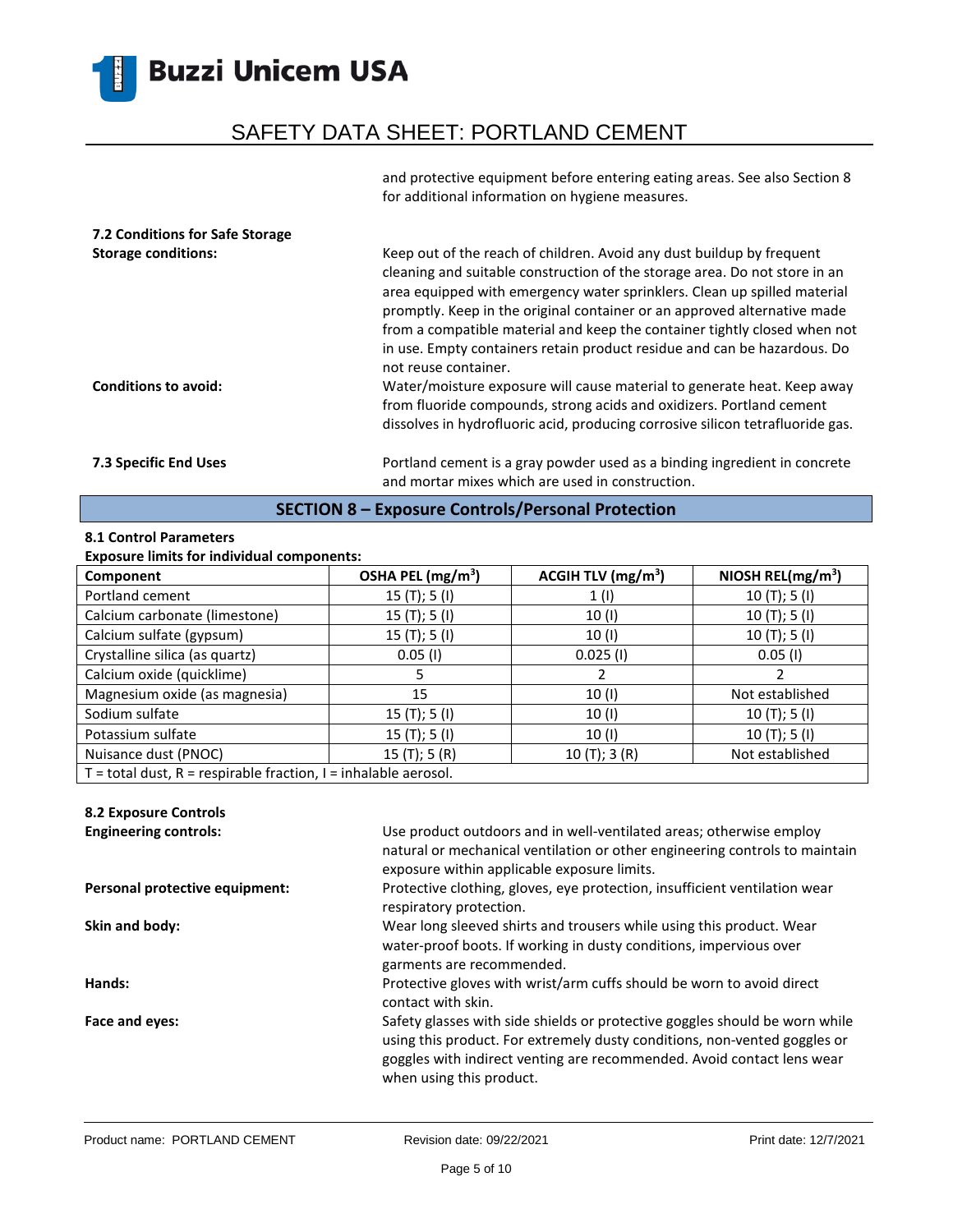and protective equipment before entering eating areas. See also Section 8 for additional information on hygiene measures.

### 7.2 Conditions for Safe Storage

**Storage conditions:** Keep out of the reach of children. Avoid any dust buildup by frequent cleaning and suitable construction of the storage area. Do not store in an area equipped with emergency water sprinklers. Clean up spilled material promptly. Keep in the original container or an approved alternative made from a compatible material and keep the container tightly closed when not in use. Empty containers retain product residue and can be hazardous. Do not reuse container.

**Conditions to avoid:** Water/moisture exposure will cause material to generate heat. Keep away from fluoride compounds, strong acids and oxidizers. Portland cement dissolves in hydrofluoric acid, producing corrosive silicon tetrafluoride gas.

### 7.3 Specific End Uses

Portland cement is a gray powder used as a binding ingredient in concrete and mortar mixes which are used in construction.

## SECTION 8 – Exposure Controls/Personal Protection

### 8.1 Control Parameters

**Exposure limits for individual components:**

| Component | OSHA PEL (mg/m$^3$) | ACGIH TLV (mg/m$^3$) | NIOSH REL(mg/m$^3$) |
|---|---|---|---|
| Portland cement | 15 (T); 5 (I) | 1 (I) | 10 (T); 5 (I) |
| Calcium carbonate (limestone) | 15 (T); 5 (I) | 10 (I) | 10 (T); 5 (I) |
| Calcium sulfate (gypsum) | 15 (T); 5 (I) | 10 (I) | 10 (T); 5 (I) |
| Crystalline silica (as quartz) | 0.05 (I) | 0.025 (I) | 0.05 (I) |
| Calcium oxide (quicklime) | 5 | 2 | 2 |
| Magnesium oxide (as magnesia) | 15 | 10 (I) | Not established |
| Sodium sulfate | 15 (T); 5 (I) | 10 (I) | 10 (T); 5 (I) |
| Potassium sulfate | 15 (T); 5 (I) | 10 (I) | 10 (T); 5 (I) |
| Nuisance dust (PNOC) | 15 (T); 5 (R) | 10 (T); 3 (R) | Not established |
| T = total dust, R = respirable fraction, I = inhalable aerosol. | | | |

### 8.2 Exposure Controls

**Engineering controls:** Use product outdoors and in well-ventilated areas; otherwise employ natural or mechanical ventilation or other engineering controls to maintain exposure within applicable exposure limits.

**Personal protective equipment:** Protective clothing, gloves, eye protection, insufficient ventilation wear respiratory protection.

**Skin and body:** Wear long sleeved shirts and trousers while using this product. Wear water-proof boots. If working in dusty conditions, impervious over garments are recommended.

**Hands:** Protective gloves with wrist/arm cuffs should be worn to avoid direct contact with skin.

**Face and eyes:** Safety glasses with side shields or protective goggles should be worn while using this product. For extremely dusty conditions, non-vented goggles or goggles with indirect venting are recommended. Avoid contact lens wear when using this product.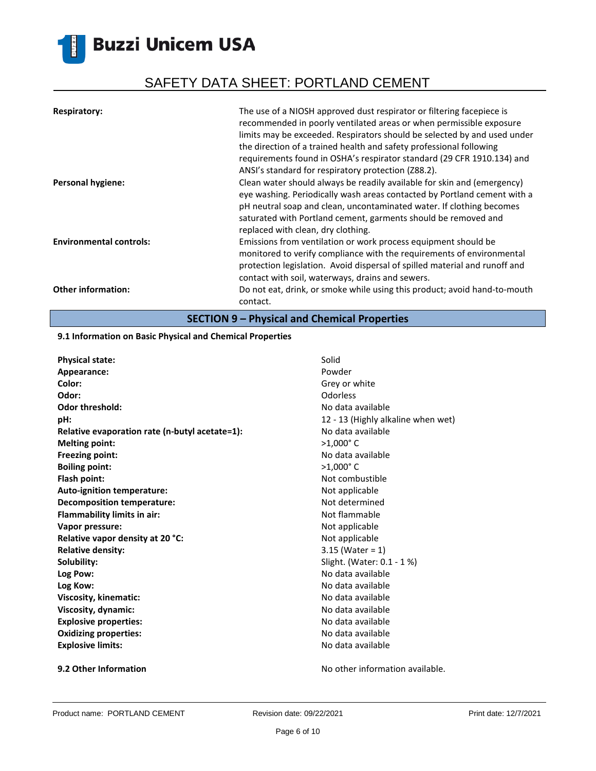| | |
|---|---|
| **Respiratory:** | The use of a NIOSH approved dust respirator or filtering facepiece is recommended in poorly ventilated areas or when permissible exposure limits may be exceeded. Respirators should be selected by and used under the direction of a trained health and safety professional following requirements found in OSHA's respirator standard (29 CFR 1910.134) and ANSI's standard for respiratory protection (Z88.2). |
| **Personal hygiene:** | Clean water should always be readily available for skin and (emergency) eye washing. Periodically wash areas contacted by Portland cement with a pH neutral soap and clean, uncontaminated water. If clothing becomes saturated with Portland cement, garments should be removed and replaced with clean, dry clothing. |
| **Environmental controls:** | Emissions from ventilation or work process equipment should be monitored to verify compliance with the requirements of environmental protection legislation. Avoid dispersal of spilled material and runoff and contact with soil, waterways, drains and sewers. |
| **Other information:** | Do not eat, drink, or smoke while using this product; avoid hand-to-mouth contact. |

## SECTION 9 – Physical and Chemical Properties

### 9.1 Information on Basic Physical and Chemical Properties

| | |
|---|---|
| **Physical state:** | Solid |
| **Appearance:** | Powder |
| **Color:** | Grey or white |
| **Odor:** | Odorless |
| **Odor threshold:** | No data available |
| **pH:** | 12 - 13 (Highly alkaline when wet) |
| **Relative evaporation rate (n-butyl acetate=1):** | No data available |
| **Melting point:** | >1,000° C |
| **Freezing point:** | No data available |
| **Boiling point:** | >1,000° C |
| **Flash point:** | Not combustible |
| **Auto-ignition temperature:** | Not applicable |
| **Decomposition temperature:** | Not determined |
| **Flammability limits in air:** | Not flammable |
| **Vapor pressure:** | Not applicable |
| **Relative vapor density at 20 °C:** | Not applicable |
| **Relative density:** | 3.15 (Water = 1) |
| **Solubility:** | Slight. (Water: 0.1 - 1 %) |
| **Log Pow:** | No data available |
| **Log Kow:** | No data available |
| **Viscosity, kinematic:** | No data available |
| **Viscosity, dynamic:** | No data available |
| **Explosive properties:** | No data available |
| **Oxidizing properties:** | No data available |
| **Explosive limits:** | No data available |

### 9.2 Other Information

No other information available.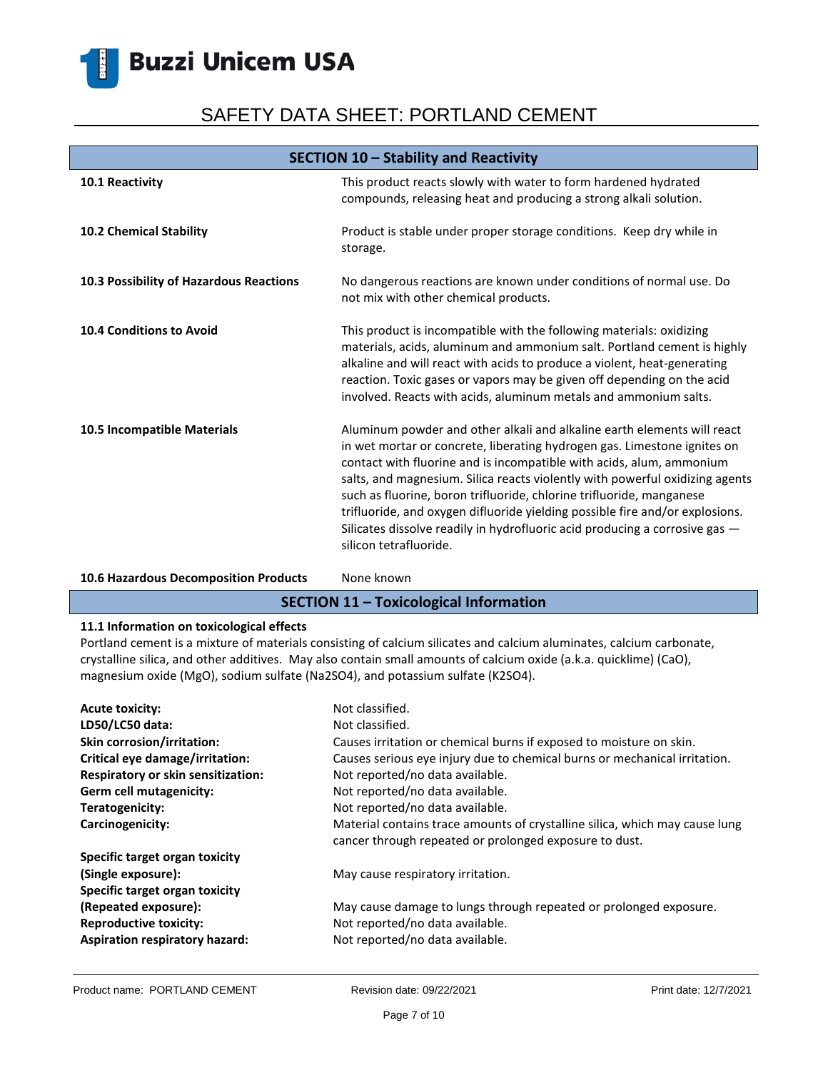## SECTION 10 – Stability and Reactivity

| | |
|---|---|
| **10.1 Reactivity** | This product reacts slowly with water to form hardened hydrated compounds, releasing heat and producing a strong alkali solution. |
| **10.2 Chemical Stability** | Product is stable under proper storage conditions. Keep dry while in storage. |
| **10.3 Possibility of Hazardous Reactions** | No dangerous reactions are known under conditions of normal use. Do not mix with other chemical products. |
| **10.4 Conditions to Avoid** | This product is incompatible with the following materials: oxidizing materials, acids, aluminum and ammonium salt. Portland cement is highly alkaline and will react with acids to produce a violent, heat-generating reaction. Toxic gases or vapors may be given off depending on the acid involved. Reacts with acids, aluminum metals and ammonium salts. |
| **10.5 Incompatible Materials** | Aluminum powder and other alkali and alkaline earth elements will react in wet mortar or concrete, liberating hydrogen gas. Limestone ignites on contact with fluorine and is incompatible with acids, alum, ammonium salts, and magnesium. Silica reacts violently with powerful oxidizing agents such as fluorine, boron trifluoride, chlorine trifluoride, manganese trifluoride, and oxygen difluoride yielding possible fire and/or explosions. Silicates dissolve readily in hydrofluoric acid producing a corrosive gas — silicon tetrafluoride. |
| **10.6 Hazardous Decomposition Products** | None known |

## SECTION 11 – Toxicological Information

**11.1 Information on toxicological effects**

Portland cement is a mixture of materials consisting of calcium silicates and calcium aluminates, calcium carbonate, crystalline silica, and other additives. May also contain small amounts of calcium oxide (a.k.a. quicklime) ($CaO$), magnesium oxide ($MgO$), sodium sulfate ($Na_2SO_4$), and potassium sulfate ($K_2SO_4$).

| | |
|---|---|
| **Acute toxicity:** | Not classified. |
| **LD50/LC50 data:** | Not classified. |
| **Skin corrosion/irritation:** | Causes irritation or chemical burns if exposed to moisture on skin. |
| **Critical eye damage/irritation:** | Causes serious eye injury due to chemical burns or mechanical irritation. |
| **Respiratory or skin sensitization:** | Not reported/no data available. |
| **Germ cell mutagenicity:** | Not reported/no data available. |
| **Teratogenicity:** | Not reported/no data available. |
| **Carcinogenicity:** | Material contains trace amounts of crystalline silica, which may cause lung cancer through repeated or prolonged exposure to dust. |
| **Specific target organ toxicity (Single exposure):** | May cause respiratory irritation. |
| **Specific target organ toxicity (Repeated exposure):** | May cause damage to lungs through repeated or prolonged exposure. |
| **Reproductive toxicity:** | Not reported/no data available. |
| **Aspiration respiratory hazard:** | Not reported/no data available. |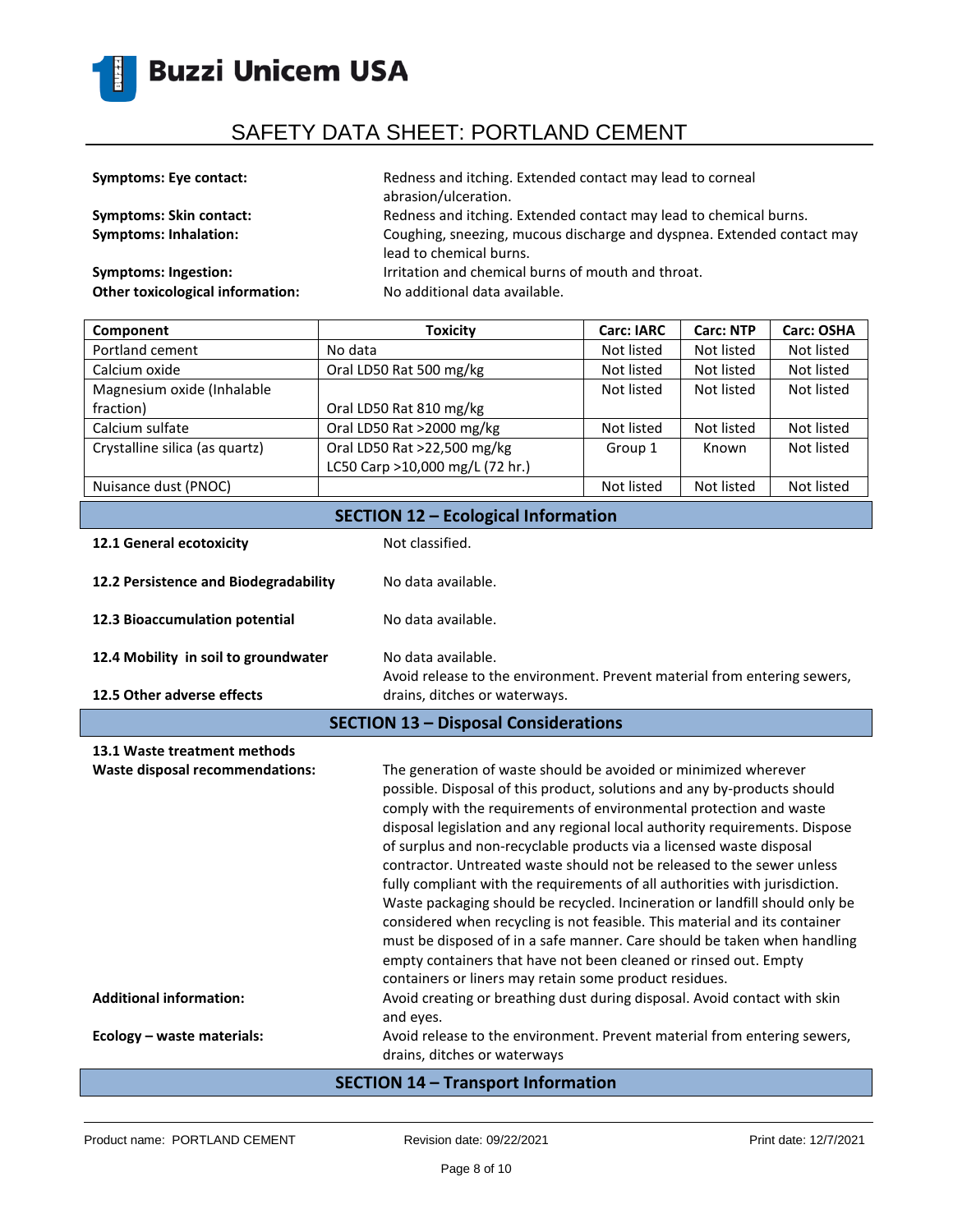**Symptoms: Eye contact:** Redness and itching. Extended contact may lead to corneal abrasion/ulceration.

**Symptoms: Skin contact:** Redness and itching. Extended contact may lead to chemical burns.

**Symptoms: Inhalation:** Coughing, sneezing, mucous discharge and dyspnea. Extended contact may lead to chemical burns.

**Symptoms: Ingestion:** Irritation and chemical burns of mouth and throat.

**Other toxicological information:** No additional data available.

| Component | Toxicity | Carc: IARC | Carc: NTP | Carc: OSHA |
|---|---|---|---|---|
| Portland cement | No data | Not listed | Not listed | Not listed |
| Calcium oxide | Oral LD50 Rat 500 mg/kg | Not listed | Not listed | Not listed |
| Magnesium oxide (Inhalable fraction) | Oral LD50 Rat 810 mg/kg | Not listed | Not listed | Not listed |
| Calcium sulfate | Oral LD50 Rat >2000 mg/kg | Not listed | Not listed | Not listed |
| Crystalline silica (as quartz) | Oral LD50 Rat >22,500 mg/kg<br>LC50 Carp >10,000 mg/L (72 hr.) | Group 1 | Known | Not listed |
| Nuisance dust (PNOC) | | Not listed | Not listed | Not listed |

## SECTION 12 – Ecological Information

**12.1 General ecotoxicity** Not classified.

**12.2 Persistence and Biodegradability** No data available.

**12.3 Bioaccumulation potential** No data available.

**12.4 Mobility in soil to groundwater** No data available.

**12.5 Other adverse effects** Avoid release to the environment. Prevent material from entering sewers, drains, ditches or waterways.

## SECTION 13 – Disposal Considerations

**13.1 Waste treatment methods**

**Waste disposal recommendations:** The generation of waste should be avoided or minimized wherever possible. Disposal of this product, solutions and any by-products should comply with the requirements of environmental protection and waste disposal legislation and any regional local authority requirements. Dispose of surplus and non-recyclable products via a licensed waste disposal contractor. Untreated waste should not be released to the sewer unless fully compliant with the requirements of all authorities with jurisdiction. Waste packaging should be recycled. Incineration or landfill should only be considered when recycling is not feasible. This material and its container must be disposed of in a safe manner. Care should be taken when handling empty containers that have not been cleaned or rinsed out. Empty containers or liners may retain some product residues.

**Additional information:** Avoid creating or breathing dust during disposal. Avoid contact with skin and eyes.

**Ecology – waste materials:** Avoid release to the environment. Prevent material from entering sewers, drains, ditches or waterways

## SECTION 14 – Transport Information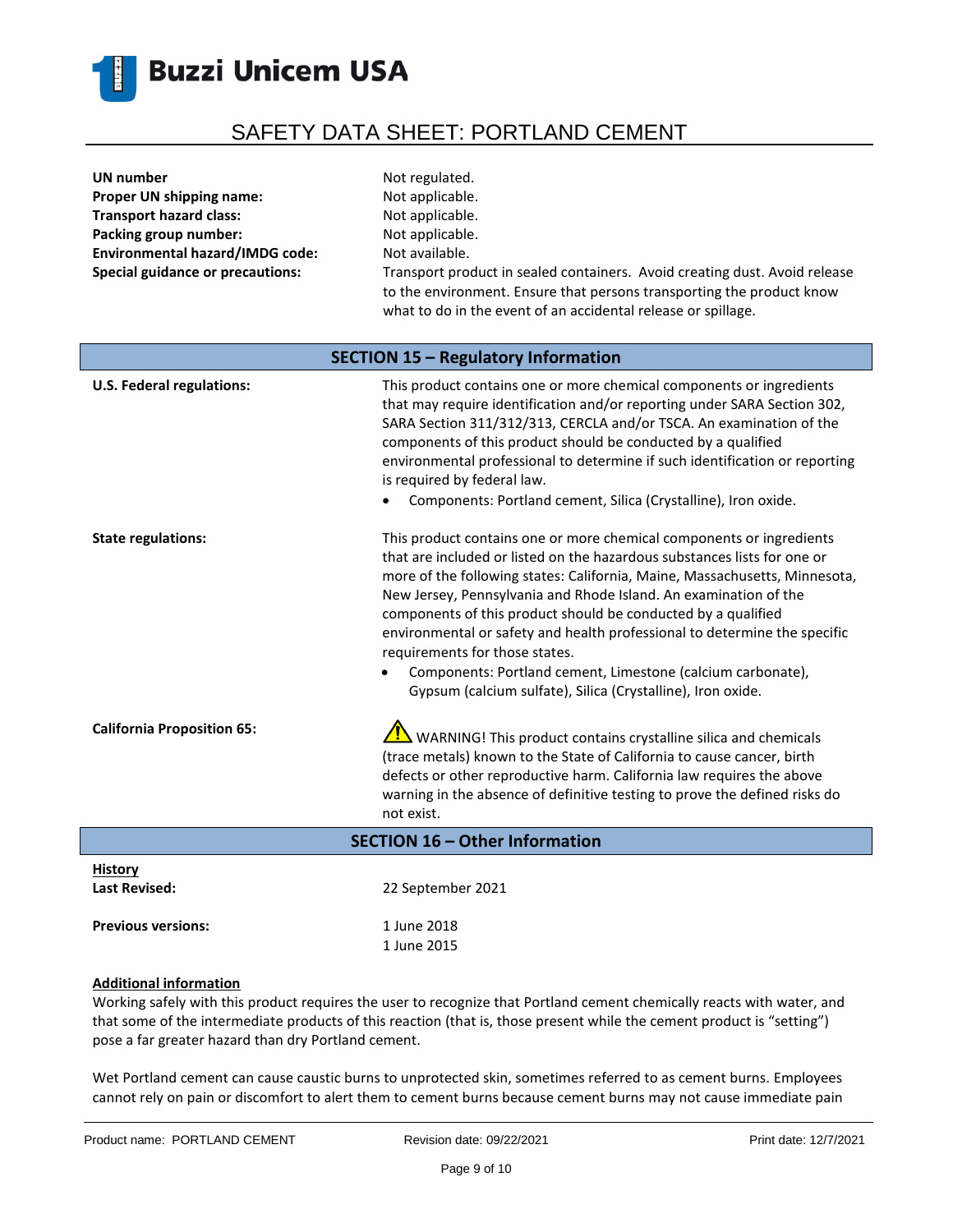**UN number** Not regulated.

**Proper UN shipping name:** Not applicable.

**Transport hazard class:** Not applicable.

**Packing group number:** Not applicable.

**Environmental hazard/IMDG code:** Not available.

**Special guidance or precautions:** Transport product in sealed containers. Avoid creating dust. Avoid release to the environment. Ensure that persons transporting the product know what to do in the event of an accidental release or spillage.

## SECTION 15 – Regulatory Information

**U.S. Federal regulations:** This product contains one or more chemical components or ingredients that may require identification and/or reporting under SARA Section 302, SARA Section 311/312/313, CERCLA and/or TSCA. An examination of the components of this product should be conducted by a qualified environmental professional to determine if such identification or reporting is required by federal law.

- Components: Portland cement, Silica (Crystalline), Iron oxide.

**State regulations:** This product contains one or more chemical components or ingredients that are included or listed on the hazardous substances lists for one or more of the following states: California, Maine, Massachusetts, Minnesota, New Jersey, Pennsylvania and Rhode Island. An examination of the components of this product should be conducted by a qualified environmental or safety and health professional to determine the specific requirements for those states.

- Components: Portland cement, Limestone (calcium carbonate), Gypsum (calcium sulfate), Silica (Crystalline), Iron oxide.

**California Proposition 65:** ⚠ WARNING! This product contains crystalline silica and chemicals (trace metals) known to the State of California to cause cancer, birth defects or other reproductive harm. California law requires the above warning in the absence of definitive testing to prove the defined risks do not exist.

## SECTION 16 – Other Information

**History**

**Last Revised:** 22 September 2021

**Previous versions:** 1 June 2018
1 June 2015

**Additional information**

Working safely with this product requires the user to recognize that Portland cement chemically reacts with water, and that some of the intermediate products of this reaction (that is, those present while the cement product is "setting") pose a far greater hazard than dry Portland cement.

Wet Portland cement can cause caustic burns to unprotected skin, sometimes referred to as cement burns. Employees cannot rely on pain or discomfort to alert them to cement burns because cement burns may not cause immediate pain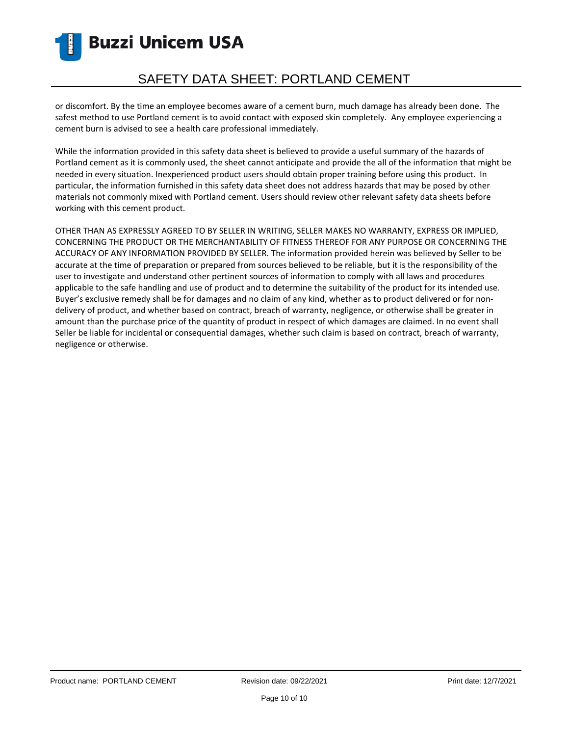or discomfort. By the time an employee becomes aware of a cement burn, much damage has already been done. The safest method to use Portland cement is to avoid contact with exposed skin completely. Any employee experiencing a cement burn is advised to see a health care professional immediately.

While the information provided in this safety data sheet is believed to provide a useful summary of the hazards of Portland cement as it is commonly used, the sheet cannot anticipate and provide the all of the information that might be needed in every situation. Inexperienced product users should obtain proper training before using this product. In particular, the information furnished in this safety data sheet does not address hazards that may be posed by other materials not commonly mixed with Portland cement. Users should review other relevant safety data sheets before working with this cement product.

OTHER THAN AS EXPRESSLY AGREED TO BY SELLER IN WRITING, SELLER MAKES NO WARRANTY, EXPRESS OR IMPLIED, CONCERNING THE PRODUCT OR THE MERCHANTABILITY OF FITNESS THEREOF FOR ANY PURPOSE OR CONCERNING THE ACCURACY OF ANY INFORMATION PROVIDED BY SELLER. The information provided herein was believed by Seller to be accurate at the time of preparation or prepared from sources believed to be reliable, but it is the responsibility of the user to investigate and understand other pertinent sources of information to comply with all laws and procedures applicable to the safe handling and use of product and to determine the suitability of the product for its intended use. Buyer's exclusive remedy shall be for damages and no claim of any kind, whether as to product delivered or for non-delivery of product, and whether based on contract, breach of warranty, negligence, or otherwise shall be greater in amount than the purchase price of the quantity of product in respect of which damages are claimed. In no event shall Seller be liable for incidental or consequential damages, whether such claim is based on contract, breach of warranty, negligence or otherwise.